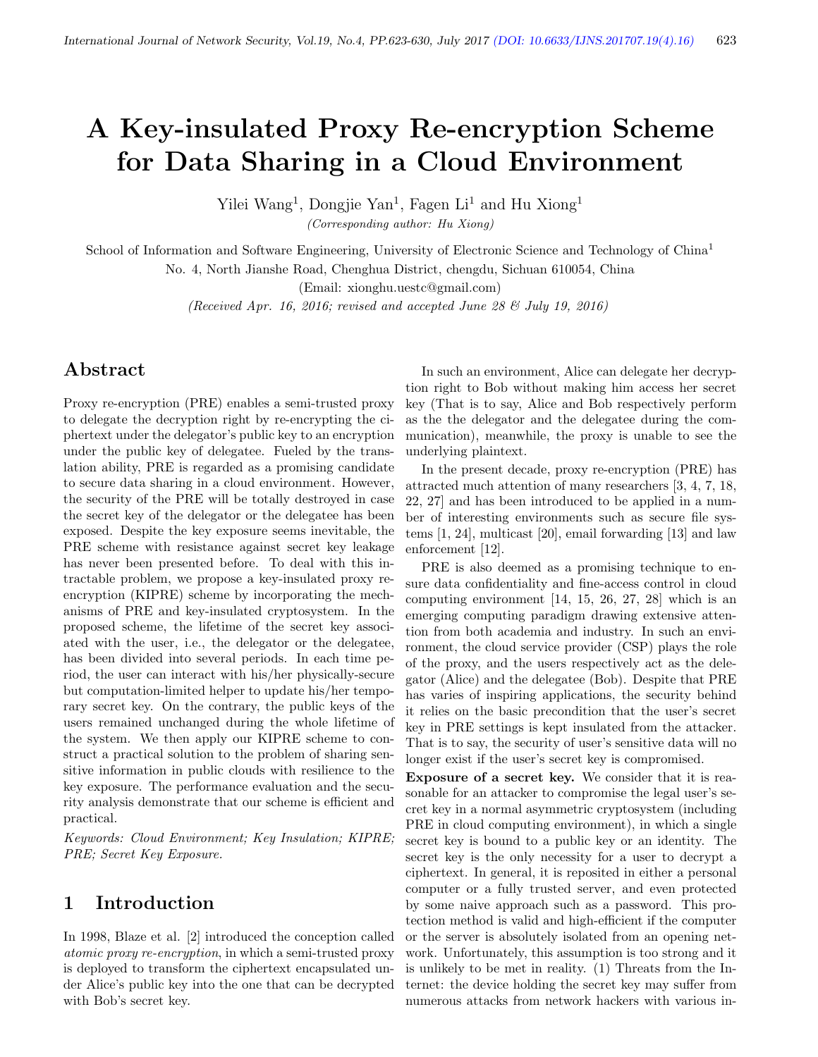# A Key-insulated Proxy Re-encryption Scheme for Data Sharing in a Cloud Environment

Yilei Wang[1], Dongjie Yan[1], Fagen Li[1] and Hu Xiong[1]

*(Corresponding author: Hu Xiong)*

School of Information and Software Engineering, University of Electronic Science and Technology of China[1]

No. 4, North Jianshe Road, Chenghua District, chengdu, Sichuan 610054, China

(Email: xionghu.uestc@gmail.com)

*(Received Apr. 16, 2016; revised and accepted June 28 & July 19, 2016)*

## Abstract

Proxy re-encryption (PRE) enables a semi-trusted proxy to delegate the decryption right by re-encrypting the ciphertext under the delegator's public key to an encryption under the public key of delegatee. Fueled by the translation ability, PRE is regarded as a promising candidate to secure data sharing in a cloud environment. However, the security of the PRE will be totally destroyed in case the secret key of the delegator or the delegatee has been exposed. Despite the key exposure seems inevitable, the PRE scheme with resistance against secret key leakage has never been presented before. To deal with this intractable problem, we propose a key-insulated proxy re-encryption (KIPRE) scheme by incorporating the mechanisms of PRE and key-insulated cryptosystem. In the proposed scheme, the lifetime of the secret key associated with the user, i.e., the delegator or the delegatee, has been divided into several periods. In each time period, the user can interact with his/her physically-secure but computation-limited helper to update his/her temporary secret key. On the contrary, the public keys of the users remained unchanged during the whole lifetime of the system. We then apply our KIPRE scheme to construct a practical solution to the problem of sharing sensitive information in public clouds with resilience to the key exposure. The performance evaluation and the security analysis demonstrate that our scheme is efficient and practical.

*Keywords: Cloud Environment; Key Insulation; KIPRE; PRE; Secret Key Exposure.*

## 1 Introduction

In 1998, Blaze et al. [2] introduced the conception called *atomic proxy re-encryption*, in which a semi-trusted proxy is deployed to transform the ciphertext encapsulated under Alice's public key into the one that can be decrypted with Bob's secret key.

In such an environment, Alice can delegate her decryption right to Bob without making him access her secret key (That is to say, Alice and Bob respectively perform as the the delegator and the delegatee during the communication), meanwhile, the proxy is unable to see the underlying plaintext.

In the present decade, proxy re-encryption (PRE) has attracted much attention of many researchers [3, 4, 7, 18, 22, 27] and has been introduced to be applied in a number of interesting environments such as secure file systems [1, 24], multicast [20], email forwarding [13] and law enforcement [12].

PRE is also deemed as a promising technique to ensure data confidentiality and fine-access control in cloud computing environment [14, 15, 26, 27, 28] which is an emerging computing paradigm drawing extensive attention from both academia and industry. In such an environment, the cloud service provider (CSP) plays the role of the proxy, and the users respectively act as the delegator (Alice) and the delegatee (Bob). Despite that PRE has varies of inspiring applications, the security behind it relies on the basic precondition that the user's secret key in PRE settings is kept insulated from the attacker. That is to say, the security of user's sensitive data will no longer exist if the user's secret key is compromised.

**Exposure of a secret key.** We consider that it is reasonable for an attacker to compromise the legal user's secret key in a normal asymmetric cryptosystem (including PRE in cloud computing environment), in which a single secret key is bound to a public key or an identity. The secret key is the only necessity for a user to decrypt a ciphertext. In general, it is reposited in either a personal computer or a fully trusted server, and even protected by some naive approach such as a password. This protection method is valid and high-efficient if the computer or the server is absolutely isolated from an opening network. Unfortunately, this assumption is too strong and it is unlikely to be met in reality. (1) Threats from the Internet: the device holding the secret key may suffer from numerous attacks from network hackers with various in-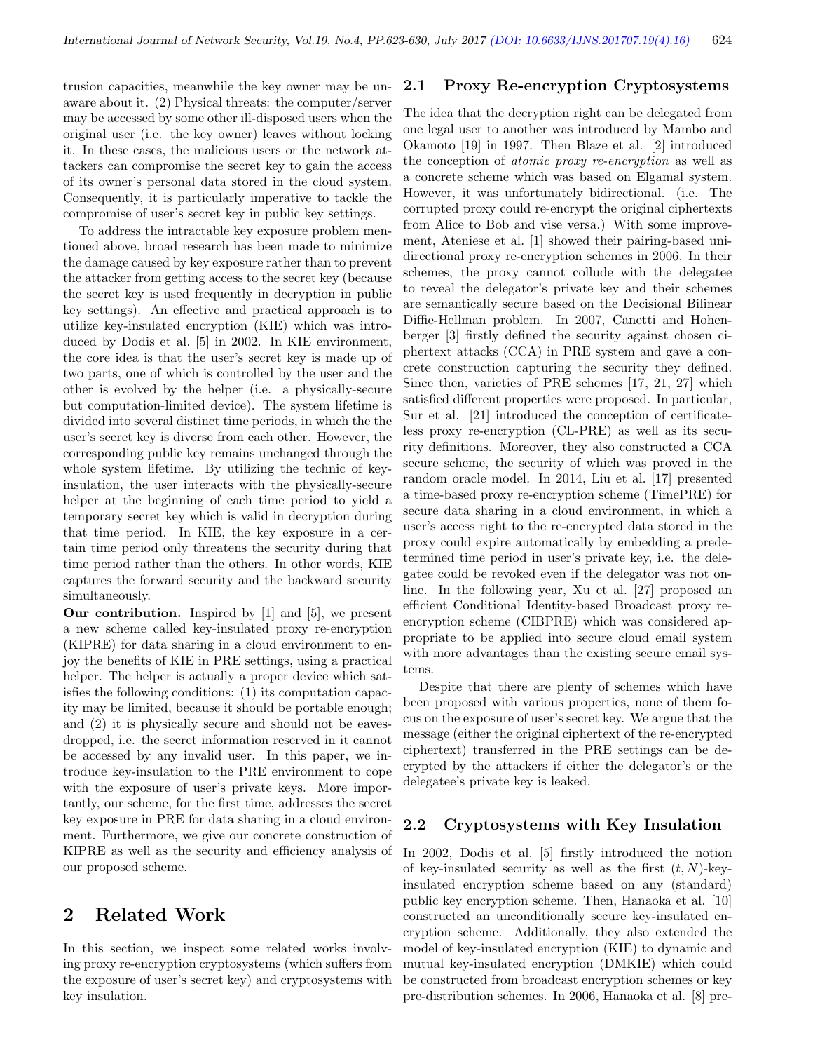trusion capacities, meanwhile the key owner may be unaware about it. (2) Physical threats: the computer/server may be accessed by some other ill-disposed users when the original user (i.e. the key owner) leaves without locking it. In these cases, the malicious users or the network attackers can compromise the secret key to gain the access of its owner's personal data stored in the cloud system. Consequently, it is particularly imperative to tackle the compromise of user's secret key in public key settings.

To address the intractable key exposure problem mentioned above, broad research has been made to minimize the damage caused by key exposure rather than to prevent the attacker from getting access to the secret key (because the secret key is used frequently in decryption in public key settings). An effective and practical approach is to utilize key-insulated encryption (KIE) which was introduced by Dodis et al. [5] in 2002. In KIE environment, the core idea is that the user's secret key is made up of two parts, one of which is controlled by the user and the other is evolved by the helper (i.e. a physically-secure but computation-limited device). The system lifetime is divided into several distinct time periods, in which the the user's secret key is diverse from each other. However, the corresponding public key remains unchanged through the whole system lifetime. By utilizing the technic of key-insulation, the user interacts with the physically-secure helper at the beginning of each time period to yield a temporary secret key which is valid in decryption during that time period. In KIE, the key exposure in a certain time period only threatens the security during that time period rather than the others. In other words, KIE captures the forward security and the backward security simultaneously.

**Our contribution.** Inspired by [1] and [5], we present a new scheme called key-insulated proxy re-encryption (KIPRE) for data sharing in a cloud environment to enjoy the benefits of KIE in PRE settings, using a practical helper. The helper is actually a proper device which satisfies the following conditions: (1) its computation capacity may be limited, because it should be portable enough; and (2) it is physically secure and should not be eavesdropped, i.e. the secret information reserved in it cannot be accessed by any invalid user. In this paper, we introduce key-insulation to the PRE environment to cope with the exposure of user's private keys. More importantly, our scheme, for the first time, addresses the secret key exposure in PRE for data sharing in a cloud environment. Furthermore, we give our concrete construction of KIPRE as well as the security and efficiency analysis of our proposed scheme.

# 2 Related Work

In this section, we inspect some related works involving proxy re-encryption cryptosystems (which suffers from the exposure of user's secret key) and cryptosystems with key insulation.

## 2.1 Proxy Re-encryption Cryptosystems

The idea that the decryption right can be delegated from one legal user to another was introduced by Mambo and Okamoto [19] in 1997. Then Blaze et al. [2] introduced the conception of *atomic proxy re-encryption* as well as a concrete scheme which was based on Elgamal system. However, it was unfortunately bidirectional. (i.e. The corrupted proxy could re-encrypt the original ciphertexts from Alice to Bob and vise versa.) With some improvement, Ateniese et al. [1] showed their pairing-based unidirectional proxy re-encryption schemes in 2006. In their schemes, the proxy cannot collude with the delegatee to reveal the delegator's private key and their schemes are semantically secure based on the Decisional Bilinear Diffie-Hellman problem. In 2007, Canetti and Hohenberger [3] firstly defined the security against chosen ciphertext attacks (CCA) in PRE system and gave a concrete construction capturing the security they defined. Since then, varieties of PRE schemes [17, 21, 27] which satisfied different properties were proposed. In particular, Sur et al. [21] introduced the conception of certificateless proxy re-encryption (CL-PRE) as well as its security definitions. Moreover, they also constructed a CCA secure scheme, the security of which was proved in the random oracle model. In 2014, Liu et al. [17] presented a time-based proxy re-encryption scheme (TimePRE) for secure data sharing in a cloud environment, in which a user's access right to the re-encrypted data stored in the proxy could expire automatically by embedding a predetermined time period in user's private key, i.e. the delegatee could be revoked even if the delegator was not online. In the following year, Xu et al. [27] proposed an efficient Conditional Identity-based Broadcast proxy re-encryption scheme (CIBPRE) which was considered appropriate to be applied into secure cloud email system with more advantages than the existing secure email systems.

Despite that there are plenty of schemes which have been proposed with various properties, none of them focus on the exposure of user's secret key. We argue that the message (either the original ciphertext of the re-encrypted ciphertext) transferred in the PRE settings can be decrypted by the attackers if either the delegator's or the delegatee's private key is leaked.

## 2.2 Cryptosystems with Key Insulation

In 2002, Dodis et al. [5] firstly introduced the notion of key-insulated security as well as the first $(t, N)$-key-insulated encryption scheme based on any (standard) public key encryption scheme. Then, Hanaoka et al. [10] constructed an unconditionally secure key-insulated encryption scheme. Additionally, they also extended the model of key-insulated encryption (KIE) to dynamic and mutual key-insulated encryption (DMKIE) which could be constructed from broadcast encryption schemes or key pre-distribution schemes. In 2006, Hanaoka et al. [8] pre-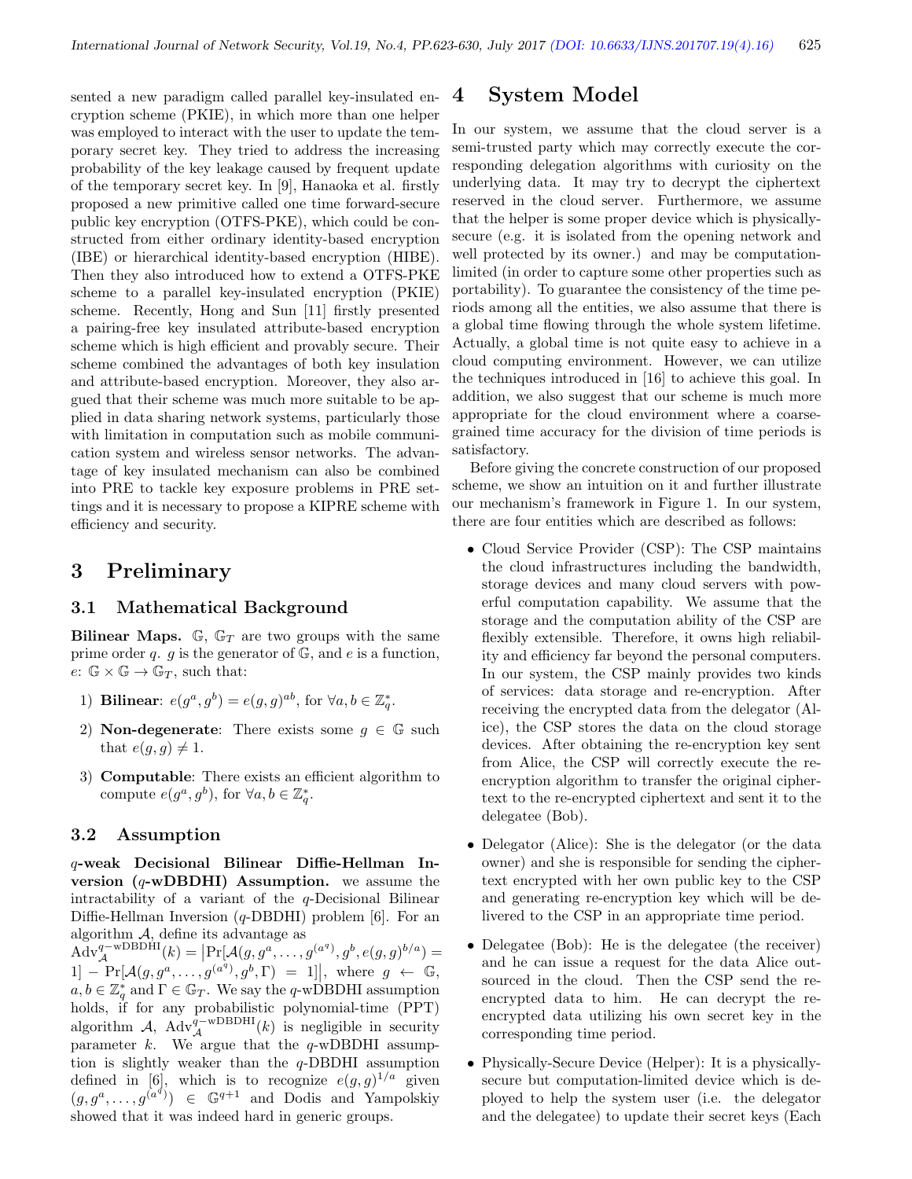sented a new paradigm called parallel key-insulated encryption scheme (PKIE), in which more than one helper was employed to interact with the user to update the temporary secret key. They tried to address the increasing probability of the key leakage caused by frequent update of the temporary secret key. In [9], Hanaoka et al. firstly proposed a new primitive called one time forward-secure public key encryption (OTFS-PKE), which could be constructed from either ordinary identity-based encryption (IBE) or hierarchical identity-based encryption (HIBE). Then they also introduced how to extend a OTFS-PKE scheme to a parallel key-insulated encryption (PKIE) scheme. Recently, Hong and Sun [11] firstly presented a pairing-free key insulated attribute-based encryption scheme which is high efficient and provably secure. Their scheme combined the advantages of both key insulation and attribute-based encryption. Moreover, they also argued that their scheme was much more suitable to be applied in data sharing network systems, particularly those with limitation in computation such as mobile communication system and wireless sensor networks. The advantage of key insulated mechanism can also be combined into PRE to tackle key exposure problems in PRE settings and it is necessary to propose a KIPRE scheme with efficiency and security.

# 3 Preliminary

## 3.1 Mathematical Background

**Bilinear Maps.** $\mathbb{G}$, $\mathbb{G}_T$ are two groups with the same prime order $q$. $g$ is the generator of $\mathbb{G}$, and $e$ is a function, $e$: $\mathbb{G} \times \mathbb{G} \rightarrow \mathbb{G}_T$, such that:

1) **Bilinear**: $e(g^a, g^b) = e(g, g)^{ab}$, for $\forall a, b \in \mathbb{Z}_q^*$.
2) **Non-degenerate**: There exists some $g \in \mathbb{G}$ such that $e(g, g) \neq 1$.
3) **Computable**: There exists an efficient algorithm to compute $e(g^a, g^b)$, for $\forall a, b \in \mathbb{Z}_q^*$.

## 3.2 Assumption

**$q$-weak Decisional Bilinear Diffie-Hellman Inversion ($q$-wDBDHI) Assumption.** we assume the intractability of a variant of the $q$-Decisional Bilinear Diffie-Hellman Inversion ($q$-DBDHI) problem [6]. For an algorithm $\mathcal{A}$, define its advantage as $\mathrm{Adv}_{\mathcal{A}}^{q-\mathrm{wDBDHI}}(k) = \left|\Pr[\mathcal{A}(g, g^a, \ldots, g^{(a^q)}, g^b, e(g,g)^{b/a}) = 1] - \Pr[\mathcal{A}(g, g^a, \ldots, g^{(a^q)}, g^b, \Gamma) = 1]\right|$, where $g \leftarrow \mathbb{G}$, $a, b \in \mathbb{Z}_q^*$ and $\Gamma \in \mathbb{G}_T$. We say the $q$-wDBDHI assumption holds, if for any probabilistic polynomial-time (PPT) algorithm $\mathcal{A}$, $\mathrm{Adv}_{\mathcal{A}}^{q-\mathrm{wDBDHI}}(k)$ is negligible in security parameter $k$. We argue that the $q$-wDBDHI assumption is slightly weaker than the $q$-DBDHI assumption defined in [6], which is to recognize $e(g, g)^{1/a}$ given $(g, g^a, \ldots, g^{(a^q)}) \in \mathbb{G}^{q+1}$ and Dodis and Yampolskiy showed that it was indeed hard in generic groups.

# 4 System Model

In our system, we assume that the cloud server is a semi-trusted party which may correctly execute the corresponding delegation algorithms with curiosity on the underlying data. It may try to decrypt the ciphertext reserved in the cloud server. Furthermore, we assume that the helper is some proper device which is physically-secure (e.g. it is isolated from the opening network and well protected by its owner.) and may be computation-limited (in order to capture some other properties such as portability). To guarantee the consistency of the time periods among all the entities, we also assume that there is a global time flowing through the whole system lifetime. Actually, a global time is not quite easy to achieve in a cloud computing environment. However, we can utilize the techniques introduced in [16] to achieve this goal. In addition, we also suggest that our scheme is much more appropriate for the cloud environment where a coarse-grained time accuracy for the division of time periods is satisfactory.

Before giving the concrete construction of our proposed scheme, we show an intuition on it and further illustrate our mechanism's framework in Figure 1. In our system, there are four entities which are described as follows:

- Cloud Service Provider (CSP): The CSP maintains the cloud infrastructures including the bandwidth, storage devices and many cloud servers with powerful computation capability. We assume that the storage and the computation ability of the CSP are flexibly extensible. Therefore, it owns high reliability and efficiency far beyond the personal computers. In our system, the CSP mainly provides two kinds of services: data storage and re-encryption. After receiving the encrypted data from the delegator (Alice), the CSP stores the data on the cloud storage devices. After obtaining the re-encryption key sent from Alice, the CSP will correctly execute the re-encryption algorithm to transfer the original ciphertext to the re-encrypted ciphertext and sent it to the delegatee (Bob).
- Delegator (Alice): She is the delegator (or the data owner) and she is responsible for sending the ciphertext encrypted with her own public key to the CSP and generating re-encryption key which will be delivered to the CSP in an appropriate time period.
- Delegatee (Bob): He is the delegatee (the receiver) and he can issue a request for the data Alice outsourced in the cloud. Then the CSP send the re-encrypted data to him. He can decrypt the re-encrypted data utilizing his own secret key in the corresponding time period.
- Physically-Secure Device (Helper): It is a physically-secure but computation-limited device which is deployed to help the system user (i.e. the delegator and the delegatee) to update their secret keys (Each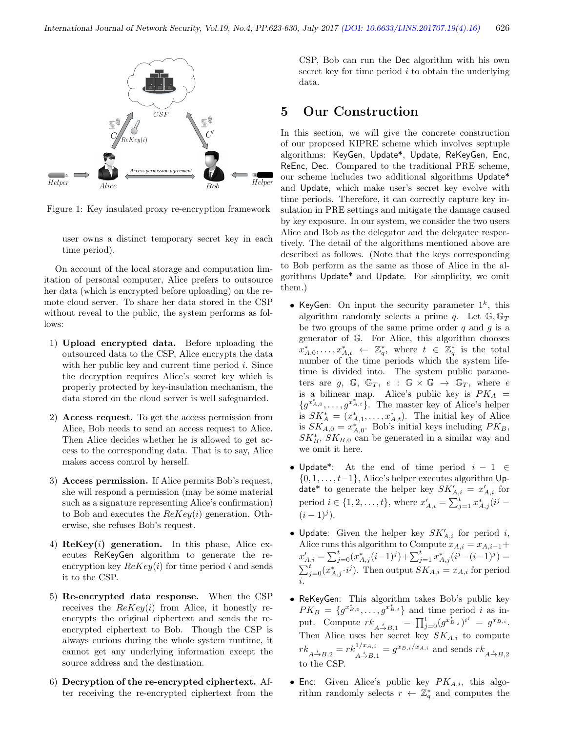Figure 1: Key insulated proxy re-encryption framework

user owns a distinct temporary secret key in each time period).

On account of the local storage and computation limitation of personal computer, Alice prefers to outsource her data (which is encrypted before uploading) on the remote cloud server. To share her data stored in the CSP without reveal to the public, the system performs as follows:

1) **Upload encrypted data.** Before uploading the outsourced data to the CSP, Alice encrypts the data with her public key and current time period $i$. Since the decryption requires Alice's secret key which is properly protected by key-insulation mechanism, the data stored on the cloud server is well safeguarded.

2) **Access request.** To get the access permission from Alice, Bob needs to send an access request to Alice. Then Alice decides whether he is allowed to get access to the corresponding data. That is to say, Alice makes access control by herself.

3) **Access permission.** If Alice permits Bob's request, she will respond a permission (may be some material such as a signature representing Alice's confirmation) to Bob and executes the $ReKey(i)$ generation. Otherwise, she refuses Bob's request.

4) **ReKey($i$) generation.** In this phase, Alice executes ReKeyGen algorithm to generate the re-encryption key $ReKey(i)$ for time period $i$ and sends it to the CSP.

5) **Re-encrypted data response.** When the CSP receives the $ReKey(i)$ from Alice, it honestly re-encrypts the original ciphertext and sends the re-encrypted ciphertext to Bob. Though the CSP is always curious during the whole system runtime, it cannot get any underlying information except the source address and the destination.

6) **Decryption of the re-encrypted ciphertext.** After receiving the re-encrypted ciphertext from the CSP, Bob can run the Dec algorithm with his own secret key for time period $i$ to obtain the underlying data.

# 5 Our Construction

In this section, we will give the concrete construction of our proposed KIPRE scheme which involves septuple algorithms: KeyGen, Update*, Update, ReKeyGen, Enc, ReEnc, Dec. Compared to the traditional PRE scheme, our scheme includes two additional algorithms Update* and Update, which make user's secret key evolve with time periods. Therefore, it can correctly capture key insulation in PRE settings and mitigate the damage caused by key exposure. In our system, we consider the two users Alice and Bob as the delegator and the delegatee respectively. The detail of the algorithms mentioned above are described as follows. (Note that the keys corresponding to Bob perform as the same as those of Alice in the algorithms Update* and Update. For simplicity, we omit them.)

- KeyGen: On input the security parameter $1^k$, this algorithm randomly selects a prime $q$. Let $\mathbb{G}, \mathbb{G}_T$ be two groups of the same prime order $q$ and $g$ is a generator of $\mathbb{G}$. For Alice, this algorithm chooses $x^*_{A,0}, \ldots, x^*_{A,t} \leftarrow \mathbb{Z}^*_q$, where $t \in \mathbb{Z}^*_q$ is the total number of the time periods which the system lifetime is divided into. The system public parameters are $g$, $\mathbb{G}$, $\mathbb{G}_T$, $e : \mathbb{G} \times \mathbb{G} \rightarrow \mathbb{G}_T$, where $e$ is a bilinear map. Alice's public key is $PK_A = \{g^{x^*_{A,0}}, \ldots, g^{x^*_{A,t}}\}$. The master key of Alice's helper is $SK^*_A = (x^*_{A,1}, \ldots, x^*_{A,t})$. The initial key of Alice is $SK_{A,0} = x^*_{A,0}$. Bob's initial keys including $PK_B$, $SK^*_B$, $SK_{B,0}$ can be generated in a similar way and we omit it here.

- Update*: At the end of time period $i-1 \in \{0, 1, \ldots, t-1\}$, Alice's helper executes algorithm Update* to generate the helper key $SK'_{A,i} = x'_{A,i}$ for period $i \in \{1, 2, \ldots, t\}$, where $x'_{A,i} = \sum_{j=1}^{t} x^*_{A,j}(i^j - (i-1)^j)$.

- Update: Given the helper key $SK'_{A,i}$ for period $i$, Alice runs this algorithm to Compute $x_{A,i} = x_{A,i-1} + x'_{A,i} = \sum_{j=0}^{t}(x^*_{A,j}(i-1)^j) + \sum_{j=1}^{t} x^*_{A,j}(i^j - (i-1)^j) = \sum_{j=0}^{t}(x^*_{A,j} \cdot i^j)$. Then output $SK_{A,i} = x_{A,i}$ for period $i$.

- ReKeyGen: This algorithm takes Bob's public key $PK_B = \{g^{x^*_{B,0}}, \ldots, g^{x^*_{B,t}}\}$ and time period $i$ as input. Compute $rk_{A \xrightarrow{i} B,1} = \prod_{j=0}^{t}(g^{x^*_{B,j}})^{i^j} = g^{x_{B,i}}$. Then Alice uses her secret key $SK_{A,i}$ to compute $rk_{A \xrightarrow{i} B,2} = rk^{1/x_{A,i}}_{A \xrightarrow{i} B,1} = g^{x_{B,i}/x_{A,i}}$ and sends $rk_{A \xrightarrow{i} B,2}$ to the CSP.

- Enc: Given Alice's public key $PK_{A,i}$, this algorithm randomly selects $r \leftarrow \mathbb{Z}^*_q$ and computes the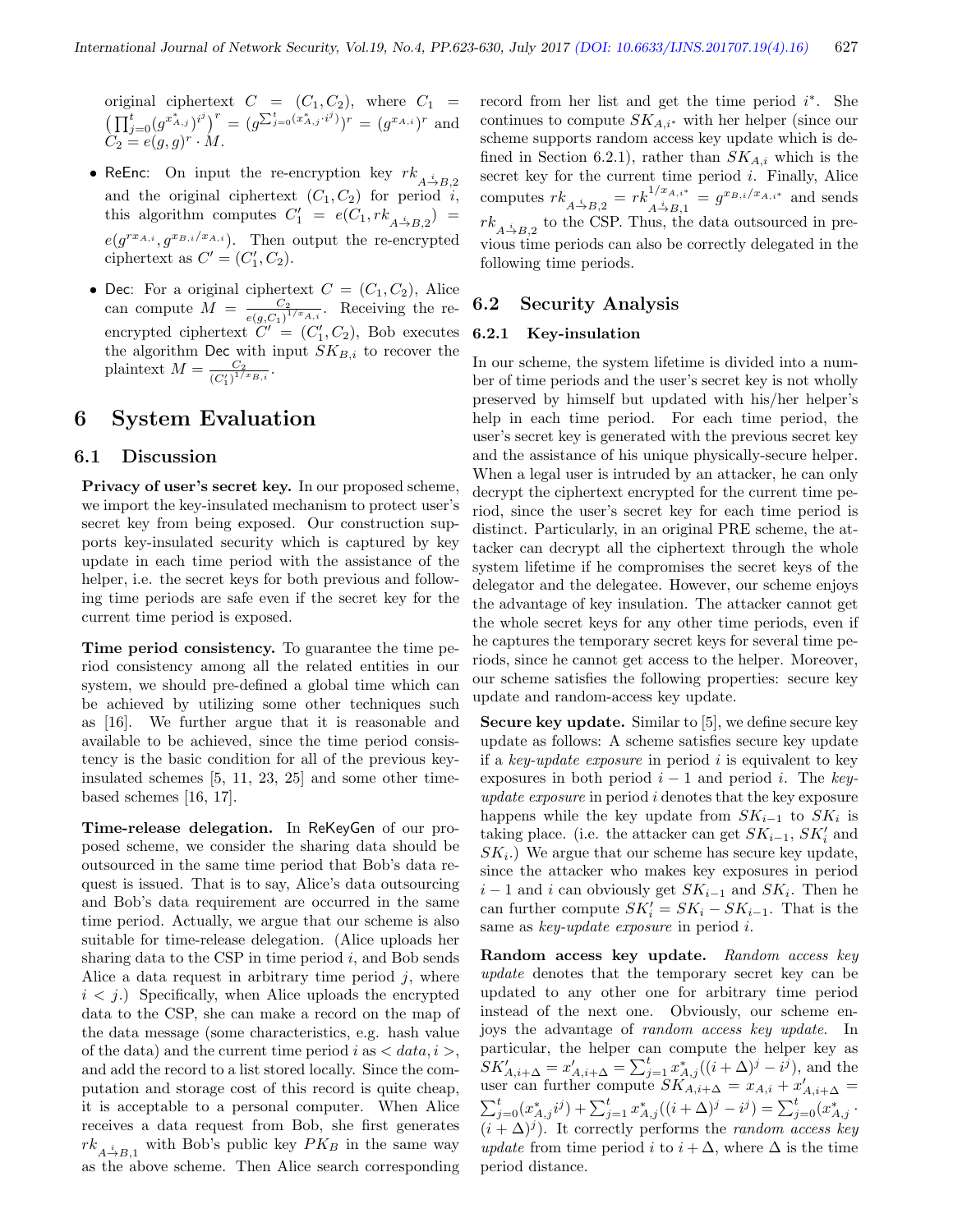original ciphertext $C = (C_1, C_2)$, where $C_1 = \left(\prod_{j=0}^{t}(g^{x^*_{A,j}})^{i^j}\right)^r = (g^{\sum_{j=0}^{t}(x^*_{A,j}\cdot i^j)})^r = (g^{x_{A,i}})^r$ and $C_2 = e(g,g)^r \cdot M$.

- ReEnc: On input the re-encryption key $rk_{A\xrightarrow{i}B,2}$ and the original ciphertext $(C_1, C_2)$ for period $i$, this algorithm computes $C'_1 = e(C_1, rk_{A\xrightarrow{i}B,2}) = e(g^{rx_{A,i}}, g^{x_{B,i}/x_{A,i}})$. Then output the re-encrypted ciphertext as $C' = (C'_1, C_2)$.
- Dec: For a original ciphertext $C = (C_1, C_2)$, Alice can compute $M = \frac{C_2}{e(g,C_1)^{1/x_{A,i}}}$. Receiving the re-encrypted ciphertext $C' = (C'_1, C_2)$, Bob executes the algorithm Dec with input $SK_{B,i}$ to recover the plaintext $M = \frac{C_2}{(C'_1)^{1/x_{B,i}}}$.

# 6 System Evaluation

## 6.1 Discussion

**Privacy of user's secret key.** In our proposed scheme, we import the key-insulated mechanism to protect user's secret key from being exposed. Our construction supports key-insulated security which is captured by key update in each time period with the assistance of the helper, i.e. the secret keys for both previous and following time periods are safe even if the secret key for the current time period is exposed.

**Time period consistency.** To guarantee the time period consistency among all the related entities in our system, we should pre-defined a global time which can be achieved by utilizing some other techniques such as [16]. We further argue that it is reasonable and available to be achieved, since the time period consistency is the basic condition for all of the previous key-insulated schemes [5, 11, 23, 25] and some other time-based schemes [16, 17].

**Time-release delegation.** In ReKeyGen of our proposed scheme, we consider the sharing data should be outsourced in the same time period that Bob's data request is issued. That is to say, Alice's data outsourcing and Bob's data requirement are occurred in the same time period. Actually, we argue that our scheme is also suitable for time-release delegation. (Alice uploads her sharing data to the CSP in time period $i$, and Bob sends Alice a data request in arbitrary time period $j$, where $i < j$.) Specifically, when Alice uploads the encrypted data to the CSP, she can make a record on the map of the data message (some characteristics, e.g. hash value of the data) and the current time period $i$ as $< data, i >$, and add the record to a list stored locally. Since the computation and storage cost of this record is quite cheap, it is acceptable to a personal computer. When Alice receives a data request from Bob, she first generates $rk_{A\xrightarrow{i}B,1}$ with Bob's public key $PK_B$ in the same way as the above scheme. Then Alice search corresponding record from her list and get the time period $i^*$. She continues to compute $SK_{A,i^*}$ with her helper (since our scheme supports random access key update which is defined in Section 6.2.1), rather than $SK_{A,i}$ which is the secret key for the current time period $i$. Finally, Alice computes $rk_{A\xrightarrow{i}B,2} = rk^{1/x_{A,i^*}}_{A\xrightarrow{i}B,1} = g^{x_{B,i}/x_{A,i^*}}$ and sends $rk_{A\xrightarrow{i}B,2}$ to the CSP. Thus, the data outsourced in previous time periods can also be correctly delegated in the following time periods.

## 6.2 Security Analysis

### 6.2.1 Key-insulation

In our scheme, the system lifetime is divided into a number of time periods and the user's secret key is not wholly preserved by himself but updated with his/her helper's help in each time period. For each time period, the user's secret key is generated with the previous secret key and the assistance of his unique physically-secure helper. When a legal user is intruded by an attacker, he can only decrypt the ciphertext encrypted for the current time period, since the user's secret key for each time period is distinct. Particularly, in an original PRE scheme, the attacker can decrypt all the ciphertext through the whole system lifetime if he compromises the secret keys of the delegator and the delegatee. However, our scheme enjoys the advantage of key insulation. The attacker cannot get the whole secret keys for any other time periods, even if he captures the temporary secret keys for several time periods, since he cannot get access to the helper. Moreover, our scheme satisfies the following properties: secure key update and random-access key update.

**Secure key update.** Similar to [5], we define secure key update as follows: A scheme satisfies secure key update if a *key-update exposure* in period $i$ is equivalent to key exposures in both period $i-1$ and period $i$. The *key-update exposure* in period $i$ denotes that the key exposure happens while the key update from $SK_{i-1}$ to $SK_i$ is taking place. (i.e. the attacker can get $SK_{i-1}$, $SK'_i$ and $SK_i$.) We argue that our scheme has secure key update, since the attacker who makes key exposures in period $i-1$ and $i$ can obviously get $SK_{i-1}$ and $SK_i$. Then he can further compute $SK'_i = SK_i - SK_{i-1}$. That is the same as *key-update exposure* in period $i$.

**Random access key update.** *Random access key update* denotes that the temporary secret key can be updated to any other one for arbitrary time period instead of the next one. Obviously, our scheme enjoys the advantage of *random access key update*. In particular, the helper can compute the helper key as $SK'_{A,i+\Delta} = x'_{A,i+\Delta} = \sum_{j=1}^{t} x^*_{A,j}((i+\Delta)^j - i^j)$, and the user can further compute $SK_{A,i+\Delta} = x_{A,i} + x'_{A,i+\Delta} = \sum_{j=0}^{t}(x^*_{A,j} i^j) + \sum_{j=1}^{t} x^*_{A,j}((i+\Delta)^j - i^j) = \sum_{j=0}^{t}(x^*_{A,j} \cdot (i+\Delta)^j)$. It correctly performs the *random access key update* from time period $i$ to $i+\Delta$, where $\Delta$ is the time period distance.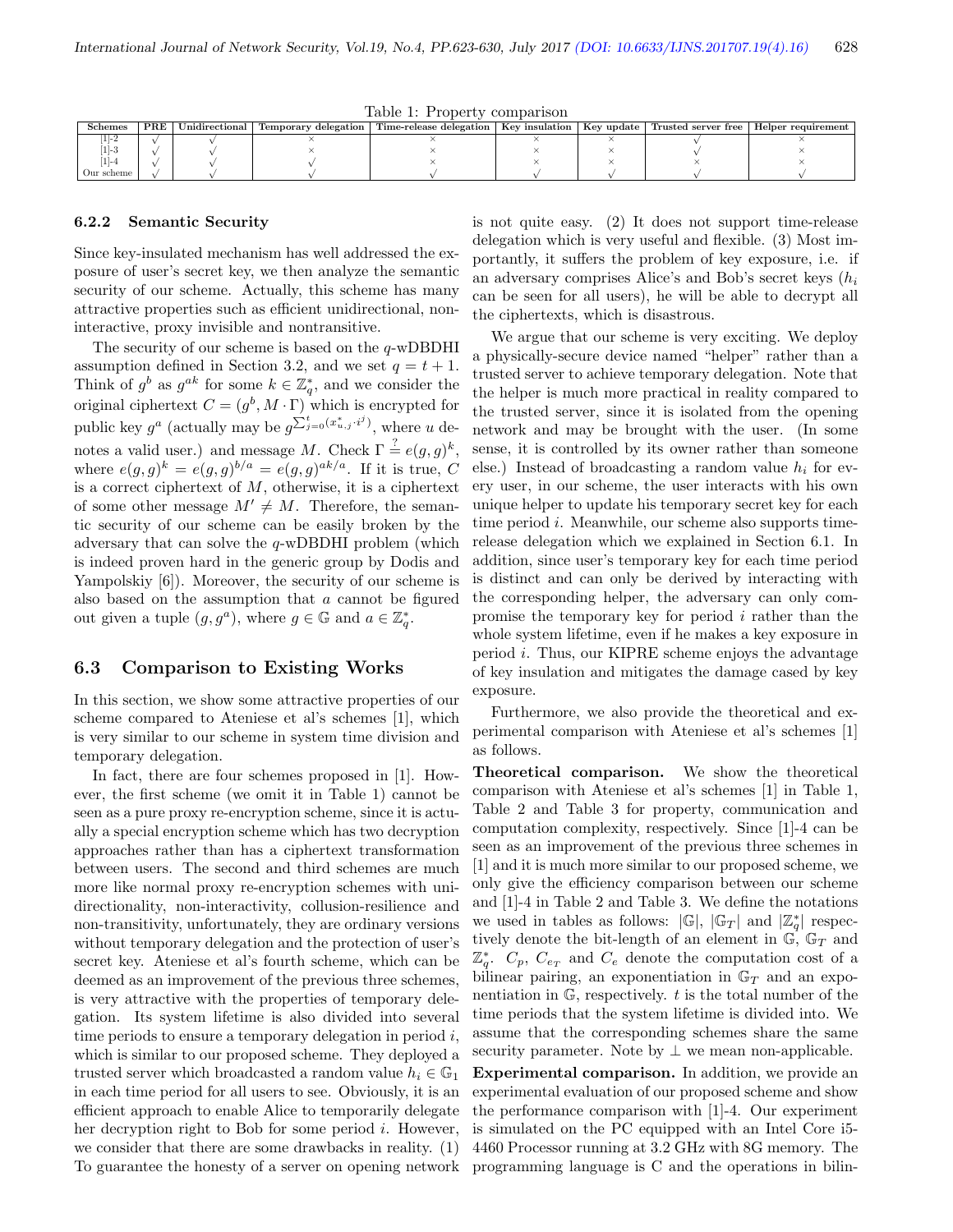Table 1: Property comparison

| Schemes | PRE | Unidirectional | Temporary delegation | Time-release delegation | Key insulation | Key update | Trusted server free | Helper requirement |
|---|---|---|---|---|---|---|---|---|
| [1]-2 | √ | √ | × | × | × | × | √ | × |
| [1]-3 | √ | √ | × | × | × | × | √ | × |
| [1]-4 | √ | √ | √ | × | × | × | × | × |
| Our scheme | √ | √ | √ | √ | √ | √ | √ | √ |

#### 6.2.2 Semantic Security

Since key-insulated mechanism has well addressed the exposure of user's secret key, we then analyze the semantic security of our scheme. Actually, this scheme has many attractive properties such as efficient unidirectional, non-interactive, proxy invisible and nontransitive.

The security of our scheme is based on the $q$-wDBDHI assumption defined in Section 3.2, and we set $q = t + 1$. Think of $g^b$ as $g^{ak}$ for some $k \in \mathbb{Z}_q^*$, and we consider the original ciphertext $C = (g^b, M \cdot \Gamma)$ which is encrypted for public key $g^a$ (actually may be $g^{\sum_{j=0}^{t}(x_{u,j}^* \cdot i^j)}$, where $u$ denotes a valid user.) and message $M$. Check $\Gamma \overset{?}{=} e(g,g)^k$, where $e(g,g)^k = e(g,g)^{b/a} = e(g,g)^{ak/a}$. If it is true, $C$ is a correct ciphertext of $M$, otherwise, it is a ciphertext of some other message $M' \neq M$. Therefore, the semantic security of our scheme can be easily broken by the adversary that can solve the $q$-wDBDHI problem (which is indeed proven hard in the generic group by Dodis and Yampolskiy [6]). Moreover, the security of our scheme is also based on the assumption that $a$ cannot be figured out given a tuple $(g, g^a)$, where $g \in \mathbb{G}$ and $a \in \mathbb{Z}_q^*$.

### 6.3 Comparison to Existing Works

In this section, we show some attractive properties of our scheme compared to Ateniese et al's schemes [1], which is very similar to our scheme in system time division and temporary delegation.

In fact, there are four schemes proposed in [1]. However, the first scheme (we omit it in Table 1) cannot be seen as a pure proxy re-encryption scheme, since it is actually a special encryption scheme which has two decryption approaches rather than has a ciphertext transformation between users. The second and third schemes are much more like normal proxy re-encryption schemes with unidirectionality, non-interactivity, collusion-resilience and non-transitivity, unfortunately, they are ordinary versions without temporary delegation and the protection of user's secret key. Ateniese et al's fourth scheme, which can be deemed as an improvement of the previous three schemes, is very attractive with the properties of temporary delegation. Its system lifetime is also divided into several time periods to ensure a temporary delegation in period $i$, which is similar to our proposed scheme. They deployed a trusted server which broadcasted a random value $h_i \in \mathbb{G}_1$ in each time period for all users to see. Obviously, it is an efficient approach to enable Alice to temporarily delegate her decryption right to Bob for some period $i$. However, we consider that there are some drawbacks in reality. (1) To guarantee the honesty of a server on opening network is not quite easy. (2) It does not support time-release delegation which is very useful and flexible. (3) Most importantly, it suffers the problem of key exposure, i.e. if an adversary comprises Alice's and Bob's secret keys ($h_i$ can be seen for all users), he will be able to decrypt all the ciphertexts, which is disastrous.

We argue that our scheme is very exciting. We deploy a physically-secure device named "helper" rather than a trusted server to achieve temporary delegation. Note that the helper is much more practical in reality compared to the trusted server, since it is isolated from the opening network and may be brought with the user. (In some sense, it is controlled by its owner rather than someone else.) Instead of broadcasting a random value $h_i$ for every user, in our scheme, the user interacts with his own unique helper to update his temporary secret key for each time period $i$. Meanwhile, our scheme also supports time-release delegation which we explained in Section 6.1. In addition, since user's temporary key for each time period is distinct and can only be derived by interacting with the corresponding helper, the adversary can only compromise the temporary key for period $i$ rather than the whole system lifetime, even if he makes a key exposure in period $i$. Thus, our KIPRE scheme enjoys the advantage of key insulation and mitigates the damage cased by key exposure.

Furthermore, we also provide the theoretical and experimental comparison with Ateniese et al's schemes [1] as follows.

**Theoretical comparison.** We show the theoretical comparison with Ateniese et al's schemes [1] in Table 1, Table 2 and Table 3 for property, communication and computation complexity, respectively. Since [1]-4 can be seen as an improvement of the previous three schemes in [1] and it is much more similar to our proposed scheme, we only give the efficiency comparison between our scheme and [1]-4 in Table 2 and Table 3. We define the notations we used in tables as follows: $|\mathbb{G}|$, $|\mathbb{G}_T|$ and $|\mathbb{Z}_q^*|$ respectively denote the bit-length of an element in $\mathbb{G}$, $\mathbb{G}_T$ and $\mathbb{Z}_q^*$. $C_p$, $C_{e_T}$ and $C_e$ denote the computation cost of a bilinear pairing, an exponentiation in $\mathbb{G}_T$ and an exponentiation in $\mathbb{G}$, respectively. $t$ is the total number of the time periods that the system lifetime is divided into. We assume that the corresponding schemes share the same security parameter. Note by $\perp$ we mean non-applicable.

**Experimental comparison.** In addition, we provide an experimental evaluation of our proposed scheme and show the performance comparison with [1]-4. Our experiment is simulated on the PC equipped with an Intel Core i5-4460 Processor running at 3.2 GHz with 8G memory. The programming language is C and the operations in bilin-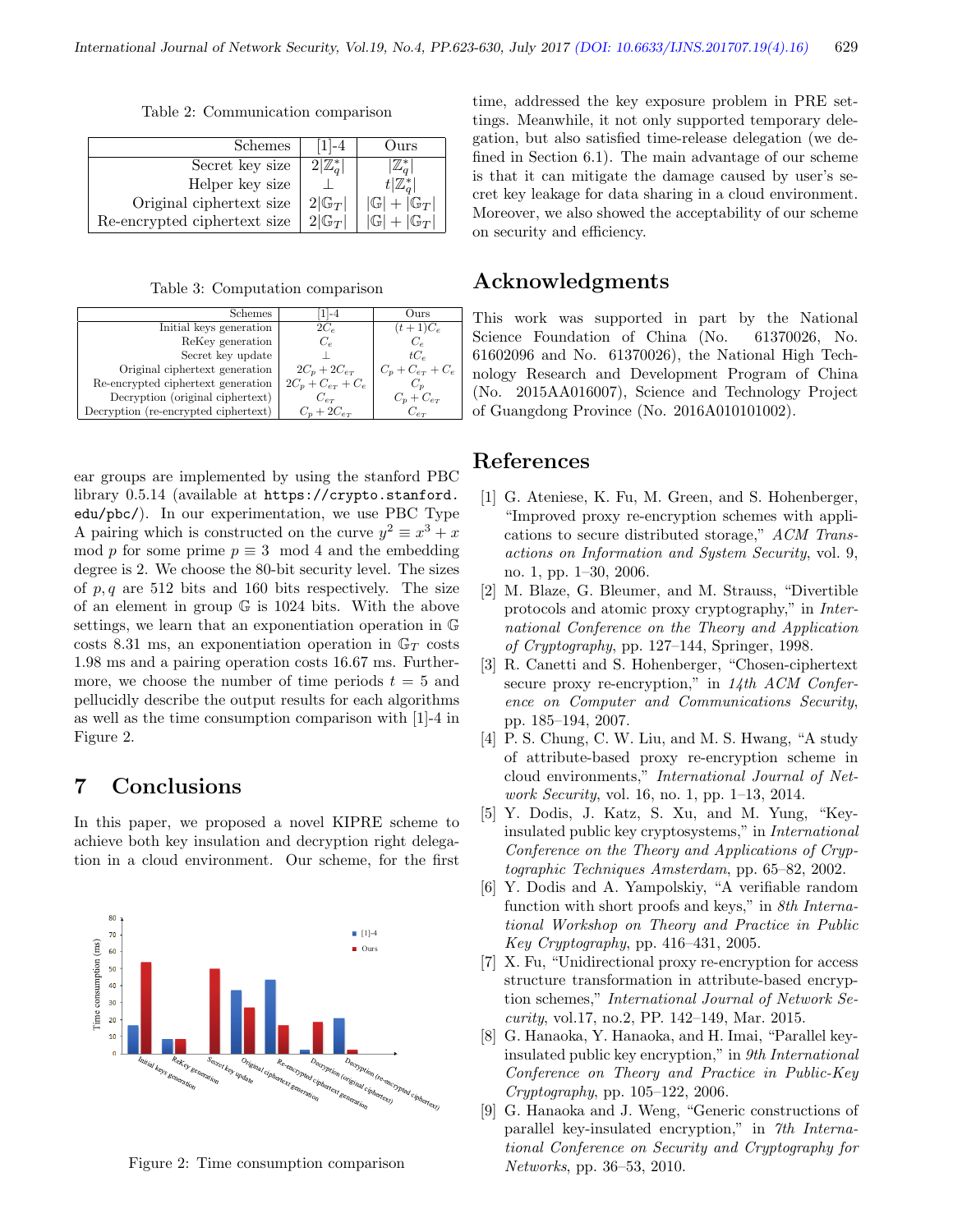Table 2: Communication comparison

| Schemes | [1]-4 | Ours |
|---|---|---|
| Secret key size | $2\|\mathbb{Z}_q^*\|$ | $\|\mathbb{Z}_q^*\|$ |
| Helper key size | $\perp$ | $t\|\mathbb{Z}_q^*\|$ |
| Original ciphertext size | $2\|\mathbb{G}_T\|$ | $\|\mathbb{G}\| + \|\mathbb{G}_T\|$ |
| Re-encrypted ciphertext size | $2\|\mathbb{G}_T\|$ | $\|\mathbb{G}\| + \|\mathbb{G}_T\|$ |

Table 3: Computation comparison

| Schemes | [1]-4 | Ours |
|---|---|---|
| Initial keys generation | $2C_e$ | $(t+1)C_e$ |
| ReKey generation | $C_e$ | $C_e$ |
| Secret key update | $\perp$ | $tC_e$ |
| Original ciphertext generation | $2C_p + 2C_{e_T}$ | $C_p + C_{e_T} + C_e$ |
| Re-encrypted ciphertext generation | $2C_p + C_{e_T} + C_e$ | $C_p$ |
| Decryption (original ciphertext) | $C_{e_T}$ | $C_p + C_{e_T}$ |
| Decryption (re-encrypted ciphertext) | $C_p + 2C_{e_T}$ | $C_{e_T}$ |

ear groups are implemented by using the stanford PBC library 0.5.14 (available at https://crypto.stanford.edu/pbc/). In our experimentation, we use PBC Type A pairing which is constructed on the curve $y^2 \equiv x^3 + x \mod p$ for some prime $p \equiv 3 \mod 4$ and the embedding degree is 2. We choose the 80-bit security level. The sizes of $p, q$ are 512 bits and 160 bits respectively. The size of an element in group $\mathbb{G}$ is 1024 bits. With the above settings, we learn that an exponentiation operation in $\mathbb{G}$ costs 8.31 ms, an exponentiation operation in $\mathbb{G}_T$ costs 1.98 ms and a pairing operation costs 16.67 ms. Furthermore, we choose the number of time periods $t = 5$ and pellucidly describe the output results for each algorithms as well as the time consumption comparison with [1]-4 in Figure 2.

## 7 Conclusions

In this paper, we proposed a novel KIPRE scheme to achieve both key insulation and decryption right delegation in a cloud environment. Our scheme, for the first time, addressed the key exposure problem in PRE settings. Meanwhile, it not only supported temporary delegation, but also satisfied time-release delegation (we defined in Section 6.1). The main advantage of our scheme is that it can mitigate the damage caused by user's secret key leakage for data sharing in a cloud environment. Moreover, we also showed the acceptability of our scheme on security and efficiency.

Figure 2: Time consumption comparison

## Acknowledgments

This work was supported in part by the National Science Foundation of China (No. 61370026, No. 61602096 and No. 61370026), the National High Technology Research and Development Program of China (No. 2015AA016007), Science and Technology Project of Guangdong Province (No. 2016A010101002).

## References

[1] G. Ateniese, K. Fu, M. Green, and S. Hohenberger, "Improved proxy re-encryption schemes with applications to secure distributed storage," *ACM Transactions on Information and System Security*, vol. 9, no. 1, pp. 1–30, 2006.

[2] M. Blaze, G. Bleumer, and M. Strauss, "Divertible protocols and atomic proxy cryptography," in *International Conference on the Theory and Application of Cryptography*, pp. 127–144, Springer, 1998.

[3] R. Canetti and S. Hohenberger, "Chosen-ciphertext secure proxy re-encryption," in *14th ACM Conference on Computer and Communications Security*, pp. 185–194, 2007.

[4] P. S. Chung, C. W. Liu, and M. S. Hwang, "A study of attribute-based proxy re-encryption scheme in cloud environments," *International Journal of Network Security*, vol. 16, no. 1, pp. 1–13, 2014.

[5] Y. Dodis, J. Katz, S. Xu, and M. Yung, "Key-insulated public key cryptosystems," in *International Conference on the Theory and Applications of Cryptographic Techniques Amsterdam*, pp. 65–82, 2002.

[6] Y. Dodis and A. Yampolskiy, "A verifiable random function with short proofs and keys," in *8th International Workshop on Theory and Practice in Public Key Cryptography*, pp. 416–431, 2005.

[7] X. Fu, "Unidirectional proxy re-encryption for access structure transformation in attribute-based encryption schemes," *International Journal of Network Security*, vol.17, no.2, PP. 142–149, Mar. 2015.

[8] G. Hanaoka, Y. Hanaoka, and H. Imai, "Parallel key-insulated public key encryption," in *9th International Conference on Theory and Practice in Public-Key Cryptography*, pp. 105–122, 2006.

[9] G. Hanaoka and J. Weng, "Generic constructions of parallel key-insulated encryption," in *7th International Conference on Security and Cryptography for Networks*, pp. 36–53, 2010.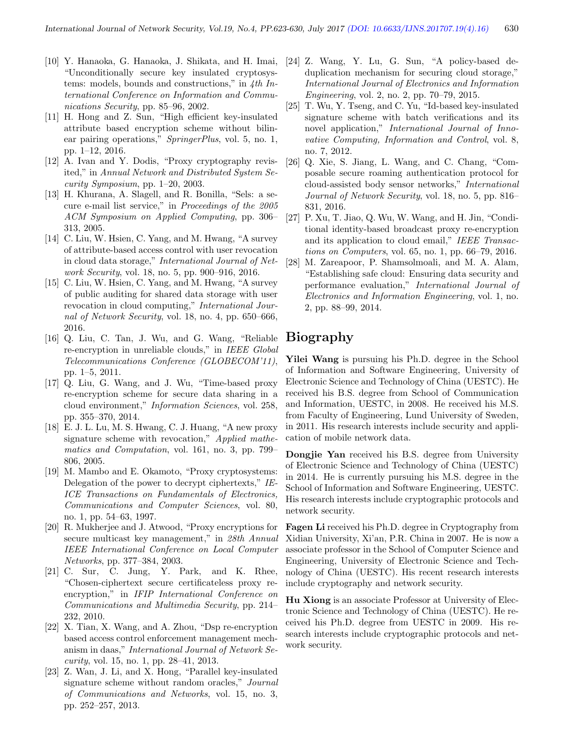[10] Y. Hanaoka, G. Hanaoka, J. Shikata, and H. Imai, "Unconditionally secure key insulated cryptosystems: models, bounds and constructions," in *4th International Conference on Information and Communications Security*, pp. 85–96, 2002.

[11] H. Hong and Z. Sun, "High efficient key-insulated attribute based encryption scheme without bilinear pairing operations," *SpringerPlus*, vol. 5, no. 1, pp. 1–12, 2016.

[12] A. Ivan and Y. Dodis, "Proxy cryptography revisited," in *Annual Network and Distributed System Security Symposium*, pp. 1–20, 2003.

[13] H. Khurana, A. Slagell, and R. Bonilla, "Sels: a secure e-mail list service," in *Proceedings of the 2005 ACM Symposium on Applied Computing*, pp. 306–313, 2005.

[14] C. Liu, W. Hsien, C. Yang, and M. Hwang, "A survey of attribute-based access control with user revocation in cloud data storage," *International Journal of Network Security*, vol. 18, no. 5, pp. 900–916, 2016.

[15] C. Liu, W. Hsien, C. Yang, and M. Hwang, "A survey of public auditing for shared data storage with user revocation in cloud computing," *International Journal of Network Security*, vol. 18, no. 4, pp. 650–666, 2016.

[16] Q. Liu, C. Tan, J. Wu, and G. Wang, "Reliable re-encryption in unreliable clouds," in *IEEE Global Telecommunications Conference (GLOBECOM'11)*, pp. 1–5, 2011.

[17] Q. Liu, G. Wang, and J. Wu, "Time-based proxy re-encryption scheme for secure data sharing in a cloud environment," *Information Sciences*, vol. 258, pp. 355–370, 2014.

[18] E. J. L. Lu, M. S. Hwang, C. J. Huang, "A new proxy signature scheme with revocation," *Applied mathematics and Computation*, vol. 161, no. 3, pp. 799–806, 2005.

[19] M. Mambo and E. Okamoto, "Proxy cryptosystems: Delegation of the power to decrypt ciphertexts," *IEICE Transactions on Fundamentals of Electronics, Communications and Computer Sciences*, vol. 80, no. 1, pp. 54–63, 1997.

[20] R. Mukherjee and J. Atwood, "Proxy encryptions for secure multicast key management," in *28th Annual IEEE International Conference on Local Computer Networks*, pp. 377–384, 2003.

[21] C. Sur, C. Jung, Y. Park, and K. Rhee, "Chosen-ciphertext secure certificateless proxy re-encryption," in *IFIP International Conference on Communications and Multimedia Security*, pp. 214–232, 2010.

[22] X. Tian, X. Wang, and A. Zhou, "Dsp re-encryption based access control enforcement management mechanism in daas," *International Journal of Network Security*, vol. 15, no. 1, pp. 28–41, 2013.

[23] Z. Wan, J. Li, and X. Hong, "Parallel key-insulated signature scheme without random oracles," *Journal of Communications and Networks*, vol. 15, no. 3, pp. 252–257, 2013.

[24] Z. Wang, Y. Lu, G. Sun, "A policy-based deduplication mechanism for securing cloud storage," *International Journal of Electronics and Information Engineering*, vol. 2, no. 2, pp. 70–79, 2015.

[25] T. Wu, Y. Tseng, and C. Yu, "Id-based key-insulated signature scheme with batch verifications and its novel application," *International Journal of Innovative Computing, Information and Control*, vol. 8, no. 7, 2012.

[26] Q. Xie, S. Jiang, L. Wang, and C. Chang, "Composable secure roaming authentication protocol for cloud-assisted body sensor networks," *International Journal of Network Security*, vol. 18, no. 5, pp. 816–831, 2016.

[27] P. Xu, T. Jiao, Q. Wu, W. Wang, and H. Jin, "Conditional identity-based broadcast proxy re-encryption and its application to cloud email," *IEEE Transactions on Computers*, vol. 65, no. 1, pp. 66–79, 2016.

[28] M. Zareapoor, P. Shamsolmoali, and M. A. Alam, "Establishing safe cloud: Ensuring data security and performance evaluation," *International Journal of Electronics and Information Engineering*, vol. 1, no. 2, pp. 88–99, 2014.

# Biography

**Yilei Wang** is pursuing his Ph.D. degree in the School of Information and Software Engineering, University of Electronic Science and Technology of China (UESTC). He received his B.S. degree from School of Communication and Information, UESTC, in 2008. He received his M.S. from Faculty of Engineering, Lund University of Sweden, in 2011. His research interests include security and application of mobile network data.

**Dongjie Yan** received his B.S. degree from University of Electronic Science and Technology of China (UESTC) in 2014. He is currently pursuing his M.S. degree in the School of Information and Software Engineering, UESTC. His research interests include cryptographic protocols and network security.

**Fagen Li** received his Ph.D. degree in Cryptography from Xidian University, Xi'an, P.R. China in 2007. He is now a associate professor in the School of Computer Science and Engineering, University of Electronic Science and Technology of China (UESTC). His recent research interests include cryptography and network security.

**Hu Xiong** is an associate Professor at University of Electronic Science and Technology of China (UESTC). He received his Ph.D. degree from UESTC in 2009. His research interests include cryptographic protocols and network security.